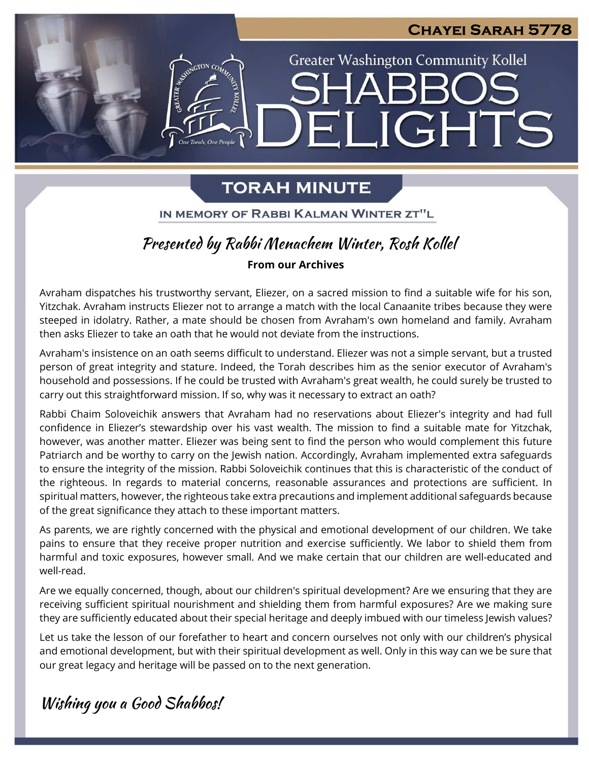# Chayei Sarah 5778

Greater Washington Community Kollel

# Shabbos Delights

## Torah Minute

IN MEMORY OF RABBI KALMAN WINTER ZT"L

*Presented by Rabbi Menachem Winter, Rosh Kollel*

**From our Archives**

Avraham dispatches his trustworthy servant, Eliezer, on a sacred mission to find a suitable wife for his son, Yitzchak. Avraham instructs Eliezer not to arrange a match with the local Canaanite tribes because they were steeped in idolatry. Rather, a mate should be chosen from Avraham's own homeland and family. Avraham then asks Eliezer to take an oath that he would not deviate from the instructions.

Avraham's insistence on an oath seems difficult to understand. Eliezer was not a simple servant, but a trusted person of great integrity and stature. Indeed, the Torah describes him as the senior executor of Avraham's household and possessions. If he could be trusted with Avraham's great wealth, he could surely be trusted to carry out this straightforward mission. If so, why was it necessary to extract an oath?

Rabbi Chaim Soloveichik answers that Avraham had no reservations about Eliezer's integrity and had full confidence in Eliezer's stewardship over his vast wealth. The mission to find a suitable mate for Yitzchak, however, was another matter. Eliezer was being sent to find the person who would complement this future Patriarch and be worthy to carry on the Jewish nation. Accordingly, Avraham implemented extra safeguards to ensure the integrity of the mission. Rabbi Soloveichik continues that this is characteristic of the conduct of the righteous. In regards to material concerns, reasonable assurances and protections are sufficient. In spiritual matters, however, the righteous take extra precautions and implement additional safeguards because of the great significance they attach to these important matters.

As parents, we are rightly concerned with the physical and emotional development of our children. We take pains to ensure that they receive proper nutrition and exercise sufficiently. We labor to shield them from harmful and toxic exposures, however small. And we make certain that our children are well-educated and well-read.

Are we equally concerned, though, about our children's spiritual development? Are we ensuring that they are receiving sufficient spiritual nourishment and shielding them from harmful exposures? Are we making sure they are sufficiently educated about their special heritage and deeply imbued with our timeless Jewish values?

Let us take the lesson of our forefather to heart and concern ourselves not only with our children's physical and emotional development, but with their spiritual development as well. Only in this way can we be sure that our great legacy and heritage will be passed on to the next generation.

*Wishing you a Good Shabbos!*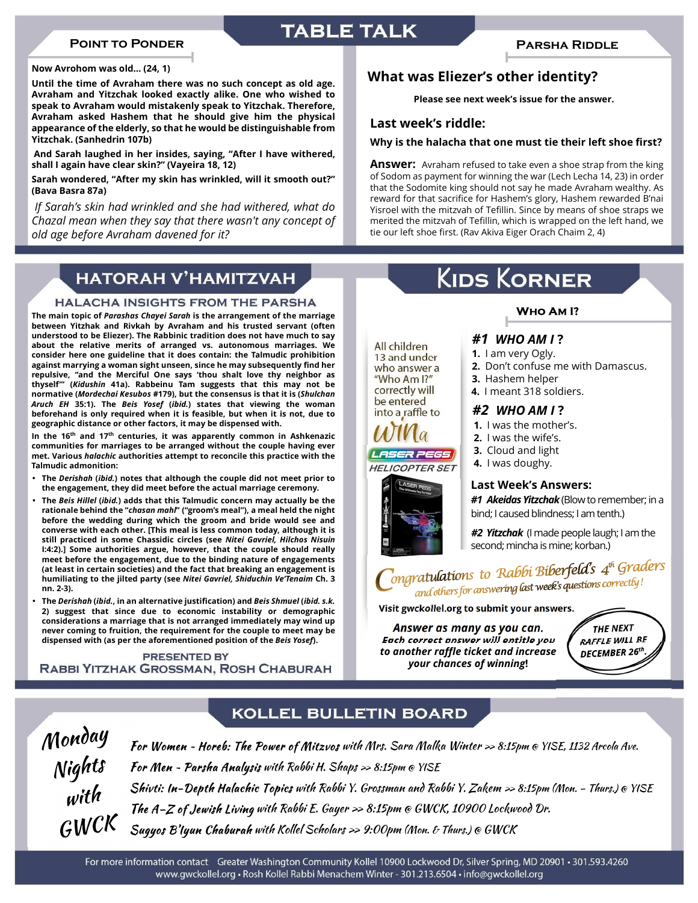# TABLE TALK

## Point to Ponder

**Now Avrohom was old... (24, 1)**

**Until the time of Avraham there was no such concept as old age. Avraham and Yitzchak looked exactly alike. One who wished to speak to Avraham would mistakenly speak to Yitzchak. Therefore, Avraham asked Hashem that he should give him the physical appearance of the elderly, so that he would be distinguishable from Yitzchak. (Sanhedrin 107b)**

**And Sarah laughed in her insides, saying, "After I have withered, shall I again have clear skin?" (Vayeira 18, 12)**

**Sarah wondered, "After my skin has wrinkled, will it smooth out?" (Bava Basra 87a)**

*If Sarah's skin had wrinkled and she had withered, what do Chazal mean when they say that there wasn't any concept of old age before Avraham davened for it?*

## Parsha Riddle

**What was Eliezer's other identity?**

**Please see next week's issue for the answer.**

**Last week's riddle:**

**Why is the halacha that one must tie their left shoe first?**

**Answer:** Avraham refused to take even a shoe strap from the king of Sodom as payment for winning the war (Lech Lecha 14, 23) in order that the Sodomite king should not say he made Avraham wealthy. As reward for that sacrifice for Hashem's glory, Hashem rewarded B'nai Yisroel with the mitzvah of Tefillin. Since by means of shoe straps we merited the mitzvah of Tefillin, which is wrapped on the left hand, we tie our left shoe first. (Rav Akiva Eiger Orach Chaim 2, 4)

# HATORAH V'HAMITZVAH

## HALACHA INSIGHTS FROM THE PARSHA

**The main topic of *Parashas Chayei Sarah* is the arrangement of the marriage between Yitzhak and Rivkah by Avraham and his trusted servant (often understood to be Eliezer). The Rabbinic tradition does not have much to say about the relative merits of arranged vs. autonomous marriages. We consider here one guideline that it does contain: The Talmudic prohibition against marrying a woman sight unseen, since he may subsequently find her repulsive, "and the Merciful One says 'thou shalt love thy neighbor as thyself'" (*Kidushin* 41a). Rabbeinu Tam suggests that this may not be normative (*Mordechai Kesubos* #179), but the consensus is that it is (*Shulchan Aruch EH* 35:1). The *Beis Yosef* (*ibid.*) states that viewing the woman beforehand is only required when it is feasible, but when it is not, due to geographic distance or other factors, it may be dispensed with.**

**In the 16th and 17th centuries, it was apparently common in Ashkenazic communities for marriages to be arranged without the couple having ever met. Various *halachic* authorities attempt to reconcile this practice with the Talmudic admonition:**

- **The *Derishah* (*ibid.*) notes that although the couple did not meet prior to the engagement, they did meet before the actual marriage ceremony.**
- **The *Beis Hillel* (*ibid.*) adds that this Talmudic concern may actually be the rationale behind the "*chasan mahl*" ("groom's meal"), a meal held the night before the wedding during which the groom and bride would see and converse with each other. [This meal is less common today, although it is still practiced in some Chassidic circles (see *Nitei Gavriel, Hilchos Nisuin* I:4:2).] Some authorities argue, however, that the couple should really meet before the engagement, due to the binding nature of engagements (at least in certain societies) and the fact that breaking an engagement is humiliating to the jilted party (see *Nitei Gavriel, Shiduchin Ve'Tenaim* Ch. 3 nn. 2-3).**
- **The *Derishah* (*ibid.*, in an alternative justification) and *Beis Shmuel* (*ibid. s.k.* 2) suggest that since due to economic instability or demographic considerations a marriage that is not arranged immediately may wind up never coming to fruition, the requirement for the couple to meet may be dispensed with (as per the aforementioned position of the *Beis Yosef*).**

PRESENTED BY
RABBI YITZHAK GROSSMAN, ROSH CHABURAH

# KIDS KORNER

## Who Am I?

All children 13 and under who answer a "Who Am I?" correctly will be entered into a raffle to Win a LASER PEGS HELICOPTER SET

### #1 WHO AM I ?

1. I am very Ogly.
2. Don't confuse me with Damascus.
3. Hashem helper
4. I meant 318 soldiers.

### #2 WHO AM I ?

1. I was the mother's.
2. I was the wife's.
3. Cloud and light
4. I was doughy.

### Last Week's Answers:

***#1 Akeidas Yitzchak*** (Blow to remember; in a bind; I caused blindness; I am tenth.)

***#2 Yitzchak*** (I made people laugh; I am the second; mincha is mine; korban.)

*Congratulations to Rabbi Biberfeld's 4th Graders and others for answering last week's questions correctly!*

**Visit gwckollel.org to submit your answers.**

***Answer as many as you can. Each correct answer will entitle you to another raffle ticket and increase your chances of winning!***

***THE NEXT RAFFLE WILL BE DECEMBER 26th.***

# KOLLEL BULLETIN BOARD

**Monday Nights with GWCK**

*For Women - Horeb: The Power of Mitzvos with Mrs. Sara Malka Winter >> 8:15pm @ YISE, 1132 Arcola Ave.*

*For Men - Parsha Analysis with Rabbi H. Shaps >> 8:15pm @ YISE*

*Shivti: In-Depth Halachic Topics with Rabbi Y. Grossman and Rabbi Y. Zakem >> 8:15pm (Mon. – Thurs.) @ YISE*

*The A-Z of Jewish Living with Rabbi E. Gayer >> 8:15pm @ GWCK, 10900 Lockwood Dr.*

*Sugyos B'lyun Chaburah with Kollel Scholars >> 9:00pm (Mon. & Thurs.) @ GWCK*

For more information contact: Greater Washington Community Kollel 10900 Lockwood Dr, Silver Spring, MD 20901 • 301.593.4260
www.gwckollel.org • Rosh Kollel Rabbi Menachem Winter - 301.213.6504 • info@gwckollel.org